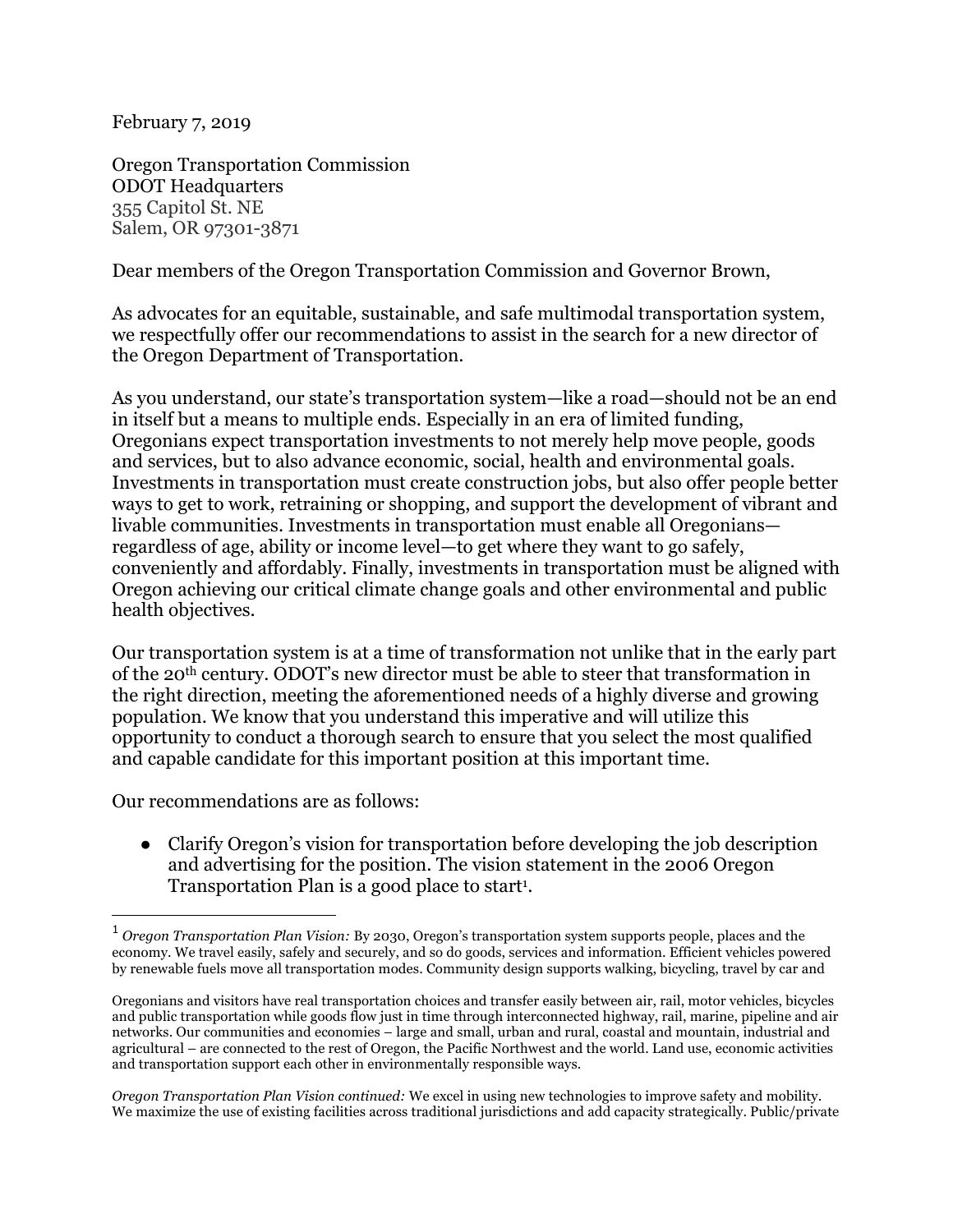February 7, 2019

Oregon Transportation Commission
ODOT Headquarters
355 Capitol St. NE
Salem, OR 97301-3871

Dear members of the Oregon Transportation Commission and Governor Brown,

As advocates for an equitable, sustainable, and safe multimodal transportation system, we respectfully offer our recommendations to assist in the search for a new director of the Oregon Department of Transportation.

As you understand, our state's transportation system—like a road—should not be an end in itself but a means to multiple ends. Especially in an era of limited funding, Oregonians expect transportation investments to not merely help move people, goods and services, but to also advance economic, social, health and environmental goals. Investments in transportation must create construction jobs, but also offer people better ways to get to work, retraining or shopping, and support the development of vibrant and livable communities. Investments in transportation must enable all Oregonians—regardless of age, ability or income level—to get where they want to go safely, conveniently and affordably. Finally, investments in transportation must be aligned with Oregon achieving our critical climate change goals and other environmental and public health objectives.

Our transportation system is at a time of transformation not unlike that in the early part of the 20th century. ODOT's new director must be able to steer that transformation in the right direction, meeting the aforementioned needs of a highly diverse and growing population. We know that you understand this imperative and will utilize this opportunity to conduct a thorough search to ensure that you select the most qualified and capable candidate for this important position at this important time.

Our recommendations are as follows:

- Clarify Oregon's vision for transportation before developing the job description and advertising for the position. The vision statement in the 2006 Oregon Transportation Plan is a good place to start[1].

---

[1] *Oregon Transportation Plan Vision:* By 2030, Oregon's transportation system supports people, places and the economy. We travel easily, safely and securely, and so do goods, services and information. Efficient vehicles powered by renewable fuels move all transportation modes. Community design supports walking, bicycling, travel by car and

Oregonians and visitors have real transportation choices and transfer easily between air, rail, motor vehicles, bicycles and public transportation while goods flow just in time through interconnected highway, rail, marine, pipeline and air networks. Our communities and economies – large and small, urban and rural, coastal and mountain, industrial and agricultural – are connected to the rest of Oregon, the Pacific Northwest and the world. Land use, economic activities and transportation support each other in environmentally responsible ways.

*Oregon Transportation Plan Vision continued:* We excel in using new technologies to improve safety and mobility. We maximize the use of existing facilities across traditional jurisdictions and add capacity strategically. Public/private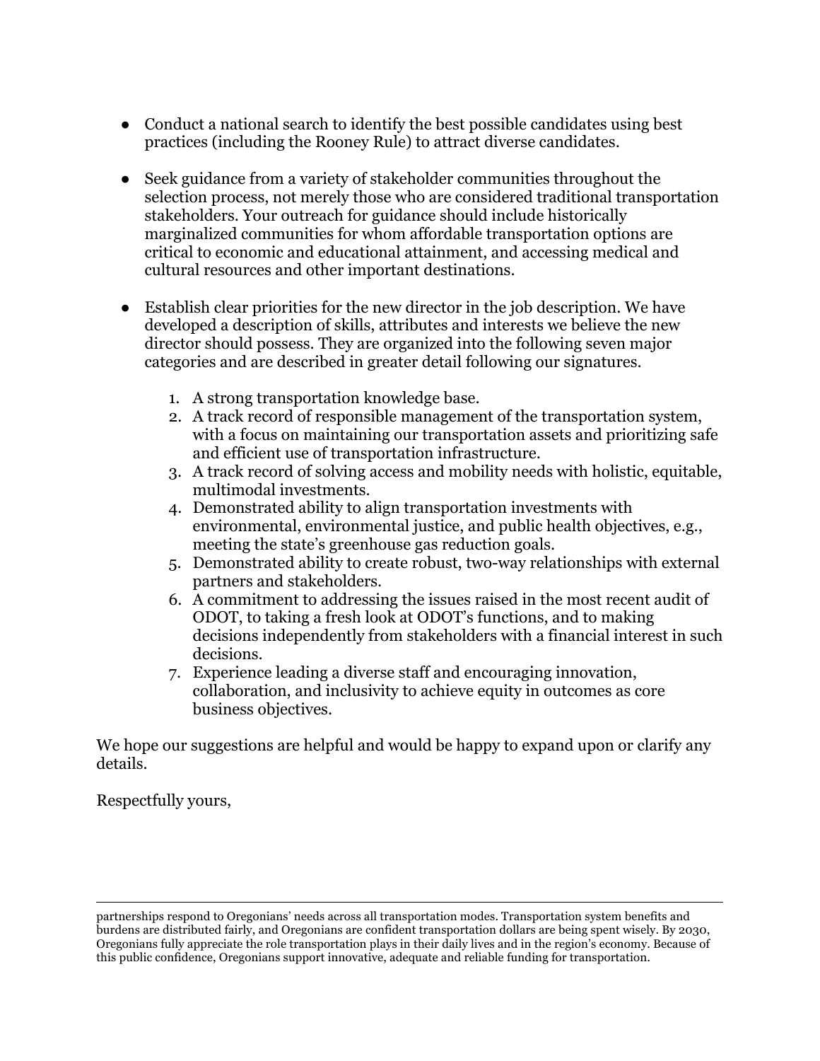- Conduct a national search to identify the best possible candidates using best practices (including the Rooney Rule) to attract diverse candidates.

- Seek guidance from a variety of stakeholder communities throughout the selection process, not merely those who are considered traditional transportation stakeholders. Your outreach for guidance should include historically marginalized communities for whom affordable transportation options are critical to economic and educational attainment, and accessing medical and cultural resources and other important destinations.

- Establish clear priorities for the new director in the job description. We have developed a description of skills, attributes and interests we believe the new director should possess. They are organized into the following seven major categories and are described in greater detail following our signatures.

  1. A strong transportation knowledge base.
  2. A track record of responsible management of the transportation system, with a focus on maintaining our transportation assets and prioritizing safe and efficient use of transportation infrastructure.
  3. A track record of solving access and mobility needs with holistic, equitable, multimodal investments.
  4. Demonstrated ability to align transportation investments with environmental, environmental justice, and public health objectives, e.g., meeting the state's greenhouse gas reduction goals.
  5. Demonstrated ability to create robust, two-way relationships with external partners and stakeholders.
  6. A commitment to addressing the issues raised in the most recent audit of ODOT, to taking a fresh look at ODOT's functions, and to making decisions independently from stakeholders with a financial interest in such decisions.
  7. Experience leading a diverse staff and encouraging innovation, collaboration, and inclusivity to achieve equity in outcomes as core business objectives.

We hope our suggestions are helpful and would be happy to expand upon or clarify any details.

Respectfully yours,

---

partnerships respond to Oregonians' needs across all transportation modes. Transportation system benefits and burdens are distributed fairly, and Oregonians are confident transportation dollars are being spent wisely. By 2030, Oregonians fully appreciate the role transportation plays in their daily lives and in the region's economy. Because of this public confidence, Oregonians support innovative, adequate and reliable funding for transportation.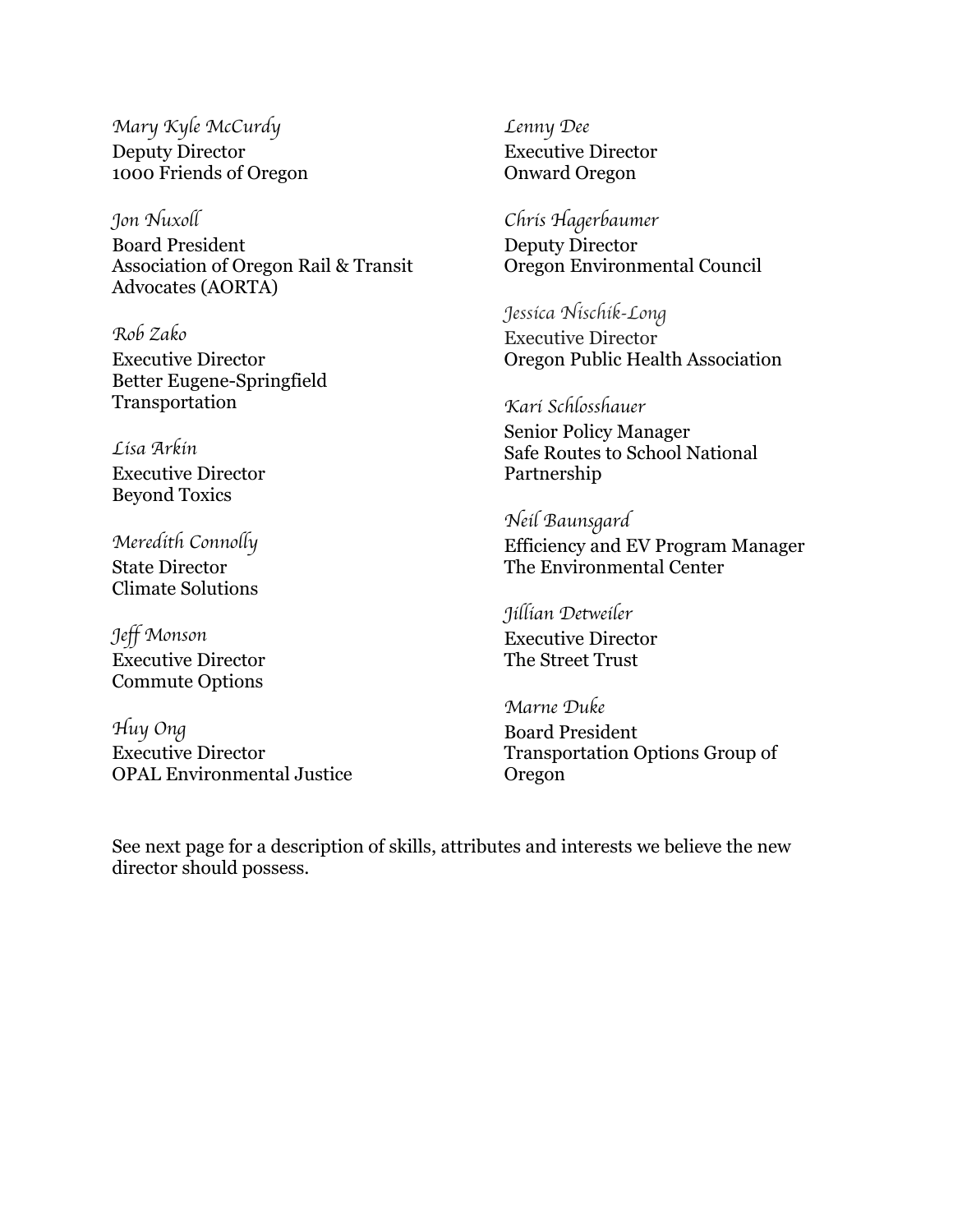*Mary Kyle McCurdy*
Deputy Director
1000 Friends of Oregon

*Jon Nuxoll*
Board President
Association of Oregon Rail & Transit Advocates (AORTA)

*Rob Zako*
Executive Director
Better Eugene-Springfield Transportation

*Lisa Arkin*
Executive Director
Beyond Toxics

*Meredith Connolly*
State Director
Climate Solutions

*Jeff Monson*
Executive Director
Commute Options

*Huy Ong*
Executive Director
OPAL Environmental Justice

*Lenny Dee*
Executive Director
Onward Oregon

*Chris Hagerbaumer*
Deputy Director
Oregon Environmental Council

*Jessica Nischik-Long*
Executive Director
Oregon Public Health Association

*Kari Schlosshauer*
Senior Policy Manager
Safe Routes to School National Partnership

*Neil Baunsgard*
Efficiency and EV Program Manager
The Environmental Center

*Jillian Detweiler*
Executive Director
The Street Trust

*Marne Duke*
Board President
Transportation Options Group of Oregon

See next page for a description of skills, attributes and interests we believe the new director should possess.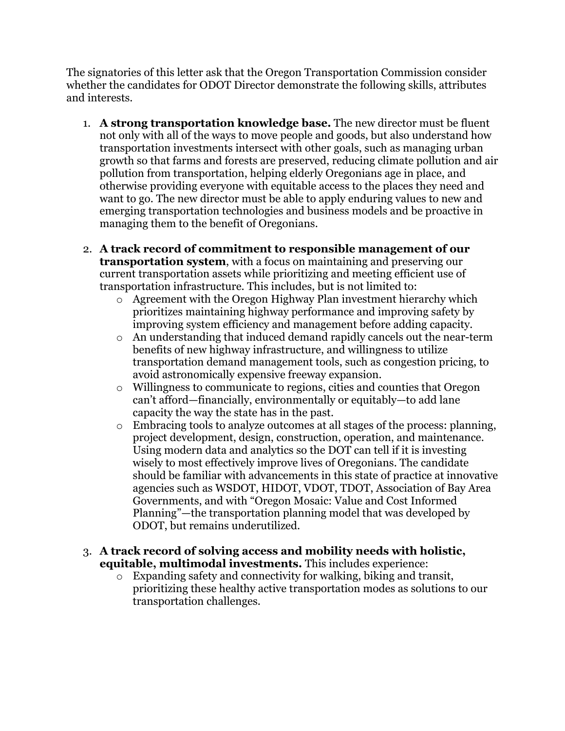The signatories of this letter ask that the Oregon Transportation Commission consider whether the candidates for ODOT Director demonstrate the following skills, attributes and interests.

1. **A strong transportation knowledge base.** The new director must be fluent not only with all of the ways to move people and goods, but also understand how transportation investments intersect with other goals, such as managing urban growth so that farms and forests are preserved, reducing climate pollution and air pollution from transportation, helping elderly Oregonians age in place, and otherwise providing everyone with equitable access to the places they need and want to go. The new director must be able to apply enduring values to new and emerging transportation technologies and business models and be proactive in managing them to the benefit of Oregonians.

2. **A track record of commitment to responsible management of our transportation system**, with a focus on maintaining and preserving our current transportation assets while prioritizing and meeting efficient use of transportation infrastructure. This includes, but is not limited to:
   - Agreement with the Oregon Highway Plan investment hierarchy which prioritizes maintaining highway performance and improving safety by improving system efficiency and management before adding capacity.
   - An understanding that induced demand rapidly cancels out the near-term benefits of new highway infrastructure, and willingness to utilize transportation demand management tools, such as congestion pricing, to avoid astronomically expensive freeway expansion.
   - Willingness to communicate to regions, cities and counties that Oregon can't afford—financially, environmentally or equitably—to add lane capacity the way the state has in the past.
   - Embracing tools to analyze outcomes at all stages of the process: planning, project development, design, construction, operation, and maintenance. Using modern data and analytics so the DOT can tell if it is investing wisely to most effectively improve lives of Oregonians. The candidate should be familiar with advancements in this state of practice at innovative agencies such as WSDOT, HIDOT, VDOT, TDOT, Association of Bay Area Governments, and with "Oregon Mosaic: Value and Cost Informed Planning"—the transportation planning model that was developed by ODOT, but remains underutilized.

3. **A track record of solving access and mobility needs with holistic, equitable, multimodal investments.** This includes experience:
   - Expanding safety and connectivity for walking, biking and transit, prioritizing these healthy active transportation modes as solutions to our transportation challenges.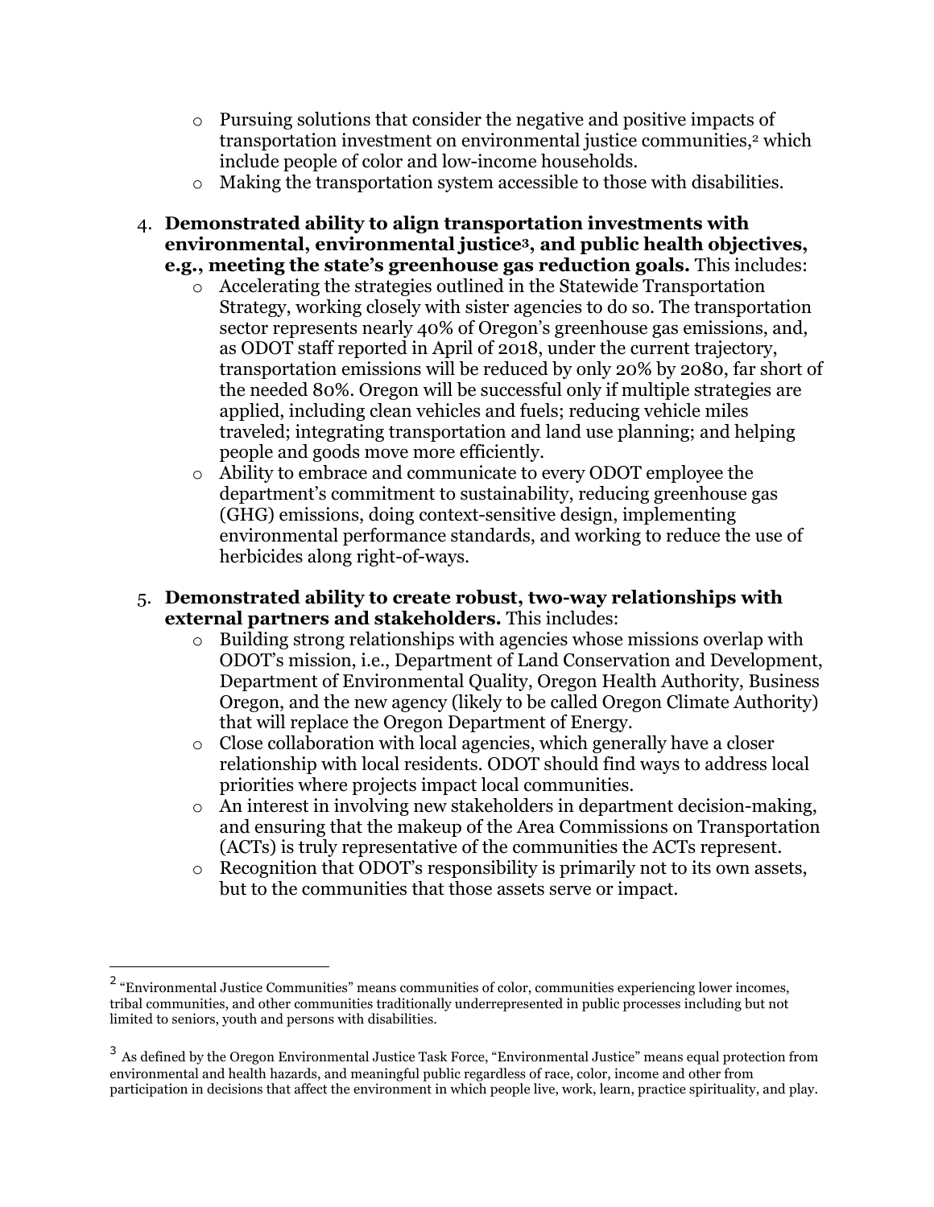- Pursuing solutions that consider the negative and positive impacts of transportation investment on environmental justice communities,[2] which include people of color and low-income households.
- Making the transportation system accessible to those with disabilities.

4. **Demonstrated ability to align transportation investments with environmental, environmental justice[3], and public health objectives, e.g., meeting the state's greenhouse gas reduction goals.** This includes:
   - Accelerating the strategies outlined in the Statewide Transportation Strategy, working closely with sister agencies to do so. The transportation sector represents nearly 40% of Oregon's greenhouse gas emissions, and, as ODOT staff reported in April of 2018, under the current trajectory, transportation emissions will be reduced by only 20% by 2080, far short of the needed 80%. Oregon will be successful only if multiple strategies are applied, including clean vehicles and fuels; reducing vehicle miles traveled; integrating transportation and land use planning; and helping people and goods move more efficiently.
   - Ability to embrace and communicate to every ODOT employee the department's commitment to sustainability, reducing greenhouse gas (GHG) emissions, doing context-sensitive design, implementing environmental performance standards, and working to reduce the use of herbicides along right-of-ways.

5. **Demonstrated ability to create robust, two-way relationships with external partners and stakeholders.** This includes:
   - Building strong relationships with agencies whose missions overlap with ODOT's mission, i.e., Department of Land Conservation and Development, Department of Environmental Quality, Oregon Health Authority, Business Oregon, and the new agency (likely to be called Oregon Climate Authority) that will replace the Oregon Department of Energy.
   - Close collaboration with local agencies, which generally have a closer relationship with local residents. ODOT should find ways to address local priorities where projects impact local communities.
   - An interest in involving new stakeholders in department decision-making, and ensuring that the makeup of the Area Commissions on Transportation (ACTs) is truly representative of the communities the ACTs represent.
   - Recognition that ODOT's responsibility is primarily not to its own assets, but to the communities that those assets serve or impact.

---

[2] "Environmental Justice Communities" means communities of color, communities experiencing lower incomes, tribal communities, and other communities traditionally underrepresented in public processes including but not limited to seniors, youth and persons with disabilities.

[3] As defined by the Oregon Environmental Justice Task Force, "Environmental Justice" means equal protection from environmental and health hazards, and meaningful public regardless of race, color, income and other from participation in decisions that affect the environment in which people live, work, learn, practice spirituality, and play.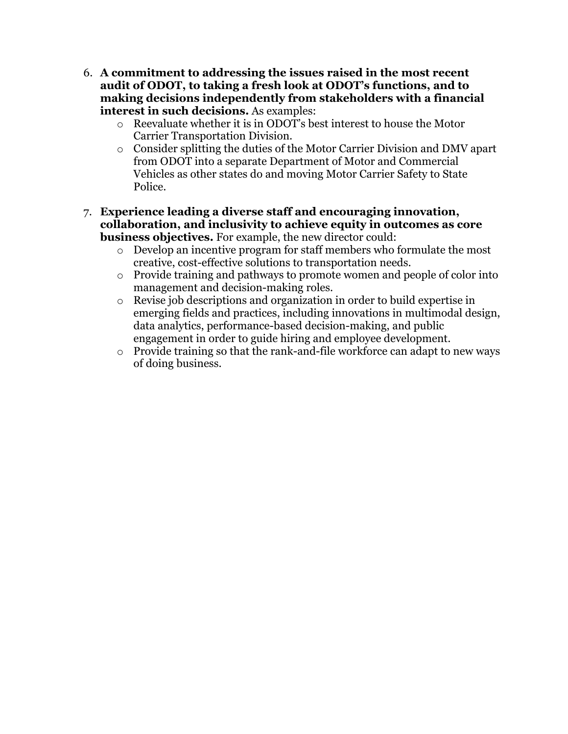6. **A commitment to addressing the issues raised in the most recent audit of ODOT, to taking a fresh look at ODOT's functions, and to making decisions independently from stakeholders with a financial interest in such decisions.** As examples:
   - Reevaluate whether it is in ODOT's best interest to house the Motor Carrier Transportation Division.
   - Consider splitting the duties of the Motor Carrier Division and DMV apart from ODOT into a separate Department of Motor and Commercial Vehicles as other states do and moving Motor Carrier Safety to State Police.

7. **Experience leading a diverse staff and encouraging innovation, collaboration, and inclusivity to achieve equity in outcomes as core business objectives.** For example, the new director could:
   - Develop an incentive program for staff members who formulate the most creative, cost-effective solutions to transportation needs.
   - Provide training and pathways to promote women and people of color into management and decision-making roles.
   - Revise job descriptions and organization in order to build expertise in emerging fields and practices, including innovations in multimodal design, data analytics, performance-based decision-making, and public engagement in order to guide hiring and employee development.
   - Provide training so that the rank-and-file workforce can adapt to new ways of doing business.